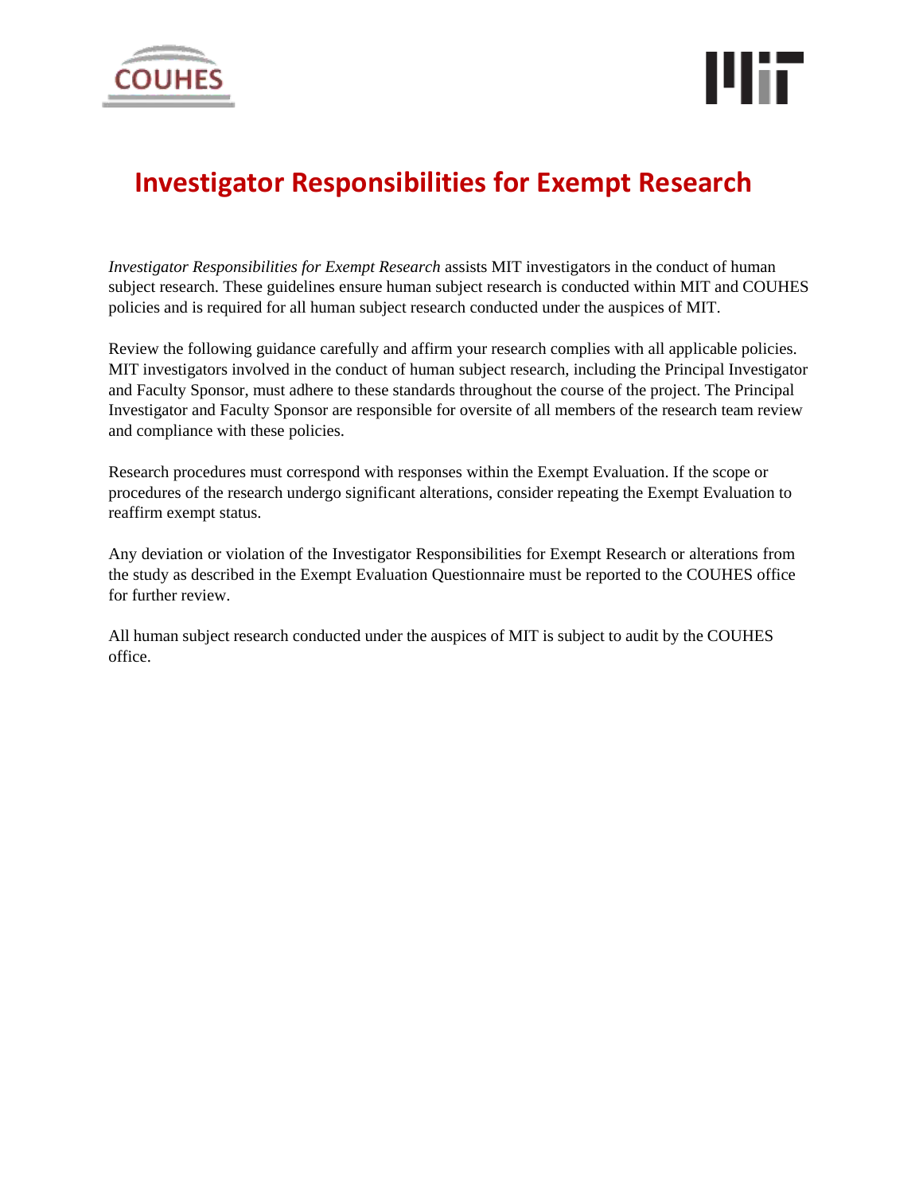# Investigator Responsibilities for Exempt Research

*Investigator Responsibilities for Exempt Research* assists MIT investigators in the conduct of human subject research. These guidelines ensure human subject research is conducted within MIT and COUHES policies and is required for all human subject research conducted under the auspices of MIT.

Review the following guidance carefully and affirm your research complies with all applicable policies. MIT investigators involved in the conduct of human subject research, including the Principal Investigator and Faculty Sponsor, must adhere to these standards throughout the course of the project. The Principal Investigator and Faculty Sponsor are responsible for oversite of all members of the research team review and compliance with these policies.

Research procedures must correspond with responses within the Exempt Evaluation. If the scope or procedures of the research undergo significant alterations, consider repeating the Exempt Evaluation to reaffirm exempt status.

Any deviation or violation of the Investigator Responsibilities for Exempt Research or alterations from the study as described in the Exempt Evaluation Questionnaire must be reported to the COUHES office for further review.

All human subject research conducted under the auspices of MIT is subject to audit by the COUHES office.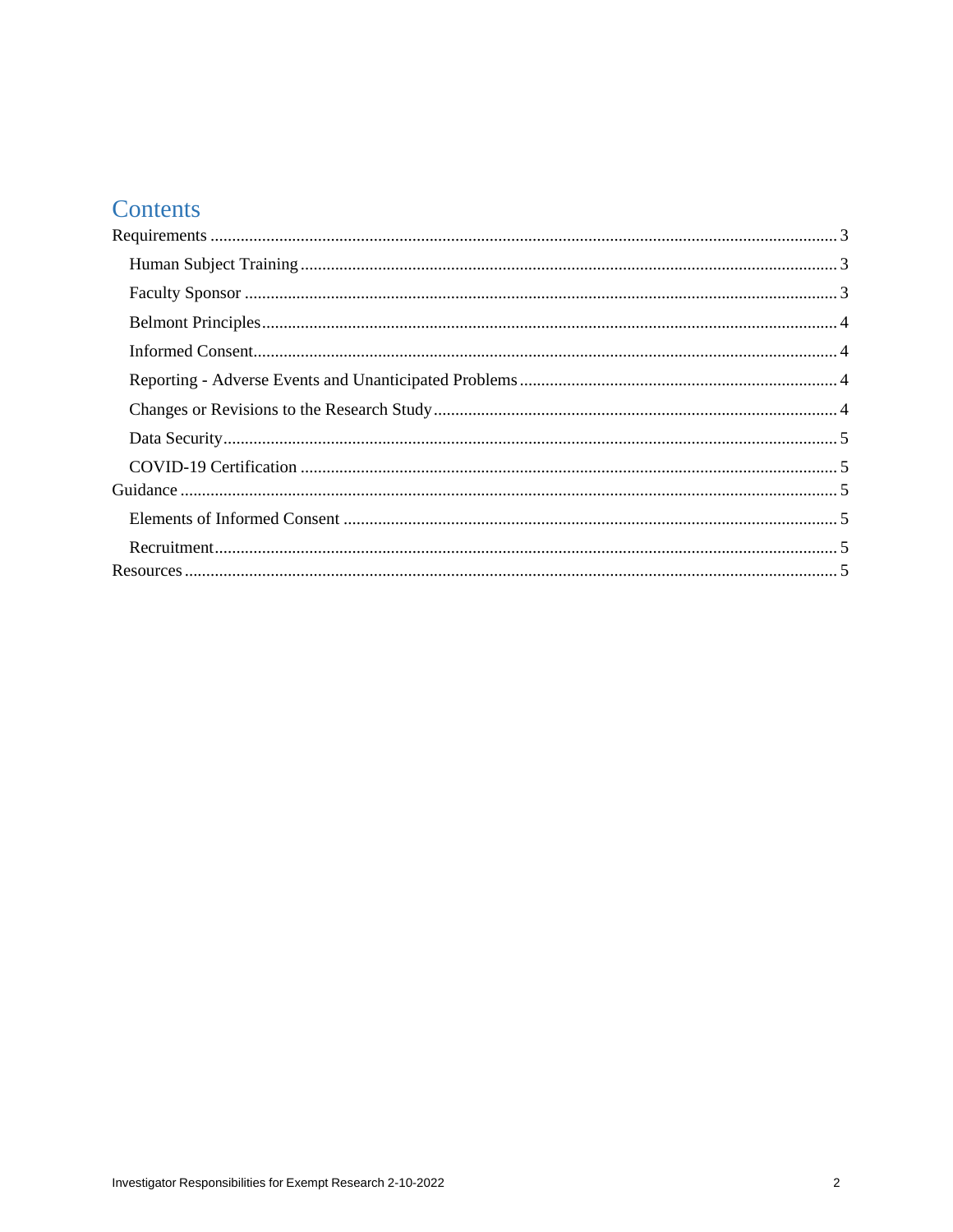# Contents

- Requirements ..... 3
  - Human Subject Training ..... 3
  - Faculty Sponsor ..... 3
  - Belmont Principles ..... 4
  - Informed Consent ..... 4
  - Reporting - Adverse Events and Unanticipated Problems ..... 4
  - Changes or Revisions to the Research Study ..... 4
  - Data Security ..... 5
  - COVID-19 Certification ..... 5
- Guidance ..... 5
  - Elements of Informed Consent ..... 5
  - Recruitment ..... 5
- Resources ..... 5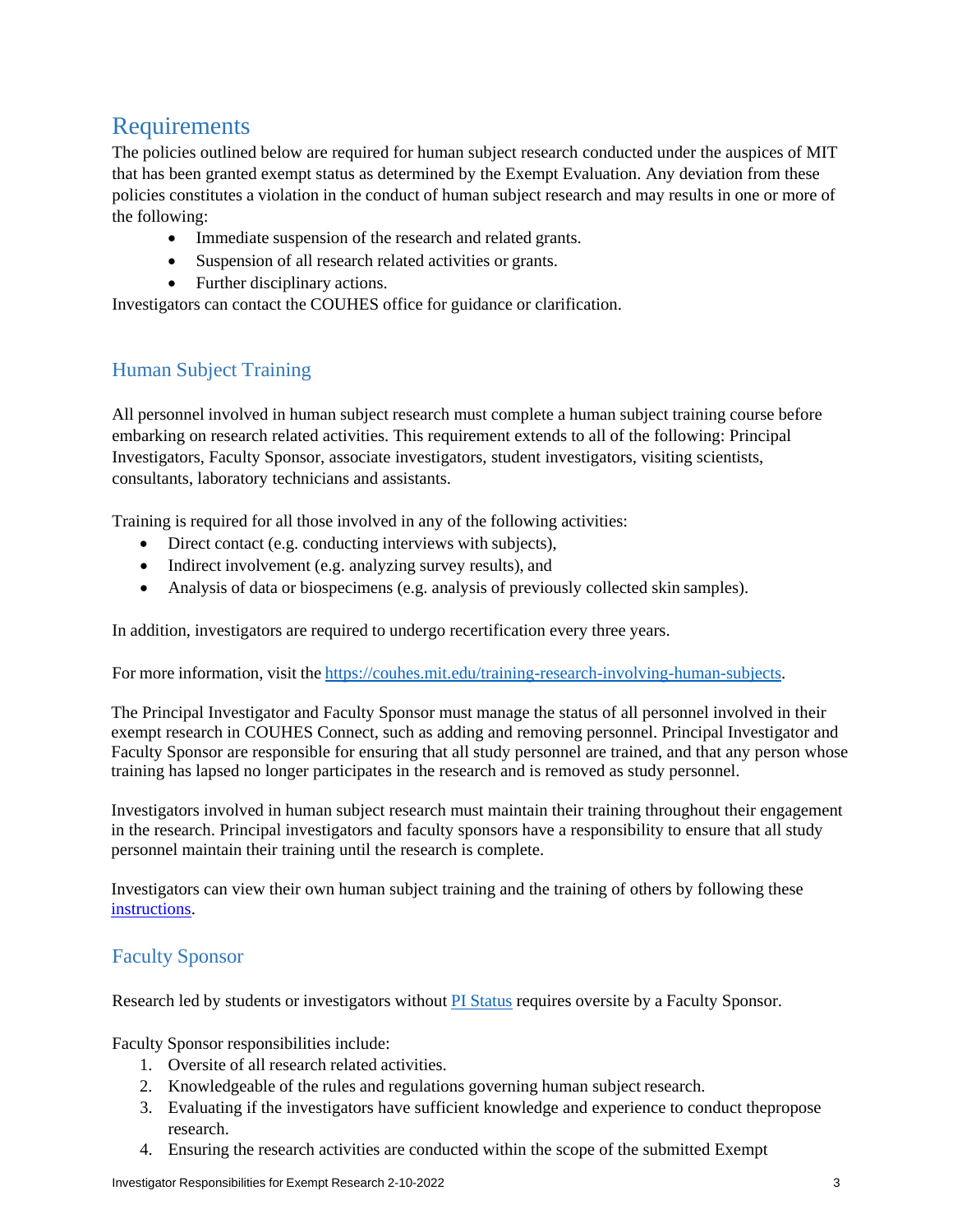# Requirements

The policies outlined below are required for human subject research conducted under the auspices of MIT that has been granted exempt status as determined by the Exempt Evaluation. Any deviation from these policies constitutes a violation in the conduct of human subject research and may results in one or more of the following:

- Immediate suspension of the research and related grants.
- Suspension of all research related activities or grants.
- Further disciplinary actions.

Investigators can contact the COUHES office for guidance or clarification.

## Human Subject Training

All personnel involved in human subject research must complete a human subject training course before embarking on research related activities. This requirement extends to all of the following: Principal Investigators, Faculty Sponsor, associate investigators, student investigators, visiting scientists, consultants, laboratory technicians and assistants.

Training is required for all those involved in any of the following activities:

- Direct contact (e.g. conducting interviews with subjects),
- Indirect involvement (e.g. analyzing survey results), and
- Analysis of data or biospecimens (e.g. analysis of previously collected skin samples).

In addition, investigators are required to undergo recertification every three years.

For more information, visit the [https://couhes.mit.edu/training-research-involving-human-subjects](https://couhes.mit.edu/training-research-involving-human-subjects).

The Principal Investigator and Faculty Sponsor must manage the status of all personnel involved in their exempt research in COUHES Connect, such as adding and removing personnel. Principal Investigator and Faculty Sponsor are responsible for ensuring that all study personnel are trained, and that any person whose training has lapsed no longer participates in the research and is removed as study personnel.

Investigators involved in human subject research must maintain their training throughout their engagement in the research. Principal investigators and faculty sponsors have a responsibility to ensure that all study personnel maintain their training until the research is complete.

Investigators can view their own human subject training and the training of others by following these instructions.

## Faculty Sponsor

Research led by students or investigators without PI Status requires oversite by a Faculty Sponsor.

Faculty Sponsor responsibilities include:

1. Oversite of all research related activities.
2. Knowledgeable of the rules and regulations governing human subject research.
3. Evaluating if the investigators have sufficient knowledge and experience to conduct thepropose research.
4. Ensuring the research activities are conducted within the scope of the submitted Exempt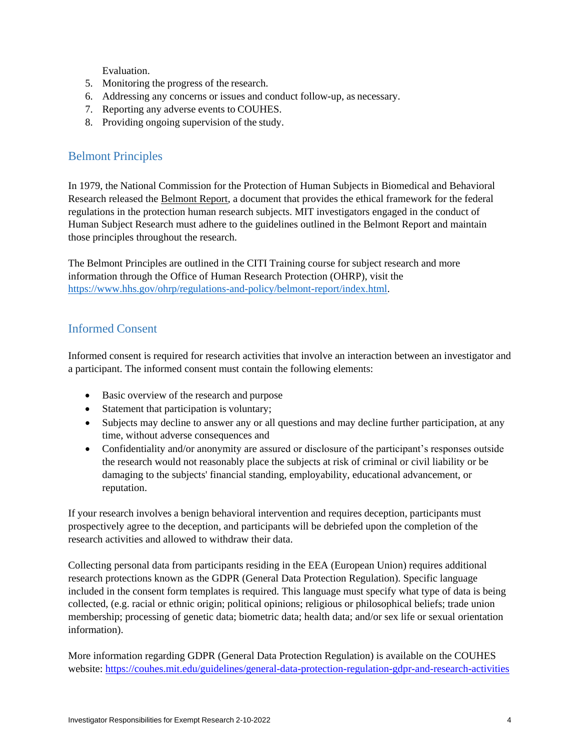Evaluation.

5. Monitoring the progress of the research.
6. Addressing any concerns or issues and conduct follow-up, as necessary.
7. Reporting any adverse events to COUHES.
8. Providing ongoing supervision of the study.

## Belmont Principles

In 1979, the National Commission for the Protection of Human Subjects in Biomedical and Behavioral Research released the Belmont Report, a document that provides the ethical framework for the federal regulations in the protection human research subjects. MIT investigators engaged in the conduct of Human Subject Research must adhere to the guidelines outlined in the Belmont Report and maintain those principles throughout the research.

The Belmont Principles are outlined in the CITI Training course for subject research and more information through the Office of Human Research Protection (OHRP), visit the https://www.hhs.gov/ohrp/regulations-and-policy/belmont-report/index.html.

## Informed Consent

Informed consent is required for research activities that involve an interaction between an investigator and a participant. The informed consent must contain the following elements:

- Basic overview of the research and purpose
- Statement that participation is voluntary;
- Subjects may decline to answer any or all questions and may decline further participation, at any time, without adverse consequences and
- Confidentiality and/or anonymity are assured or disclosure of the participant's responses outside the research would not reasonably place the subjects at risk of criminal or civil liability or be damaging to the subjects' financial standing, employability, educational advancement, or reputation.

If your research involves a benign behavioral intervention and requires deception, participants must prospectively agree to the deception, and participants will be debriefed upon the completion of the research activities and allowed to withdraw their data.

Collecting personal data from participants residing in the EEA (European Union) requires additional research protections known as the GDPR (General Data Protection Regulation). Specific language included in the consent form templates is required. This language must specify what type of data is being collected, (e.g. racial or ethnic origin; political opinions; religious or philosophical beliefs; trade union membership; processing of genetic data; biometric data; health data; and/or sex life or sexual orientation information).

More information regarding GDPR (General Data Protection Regulation) is available on the COUHES website: https://couhes.mit.edu/guidelines/general-data-protection-regulation-gdpr-and-research-activities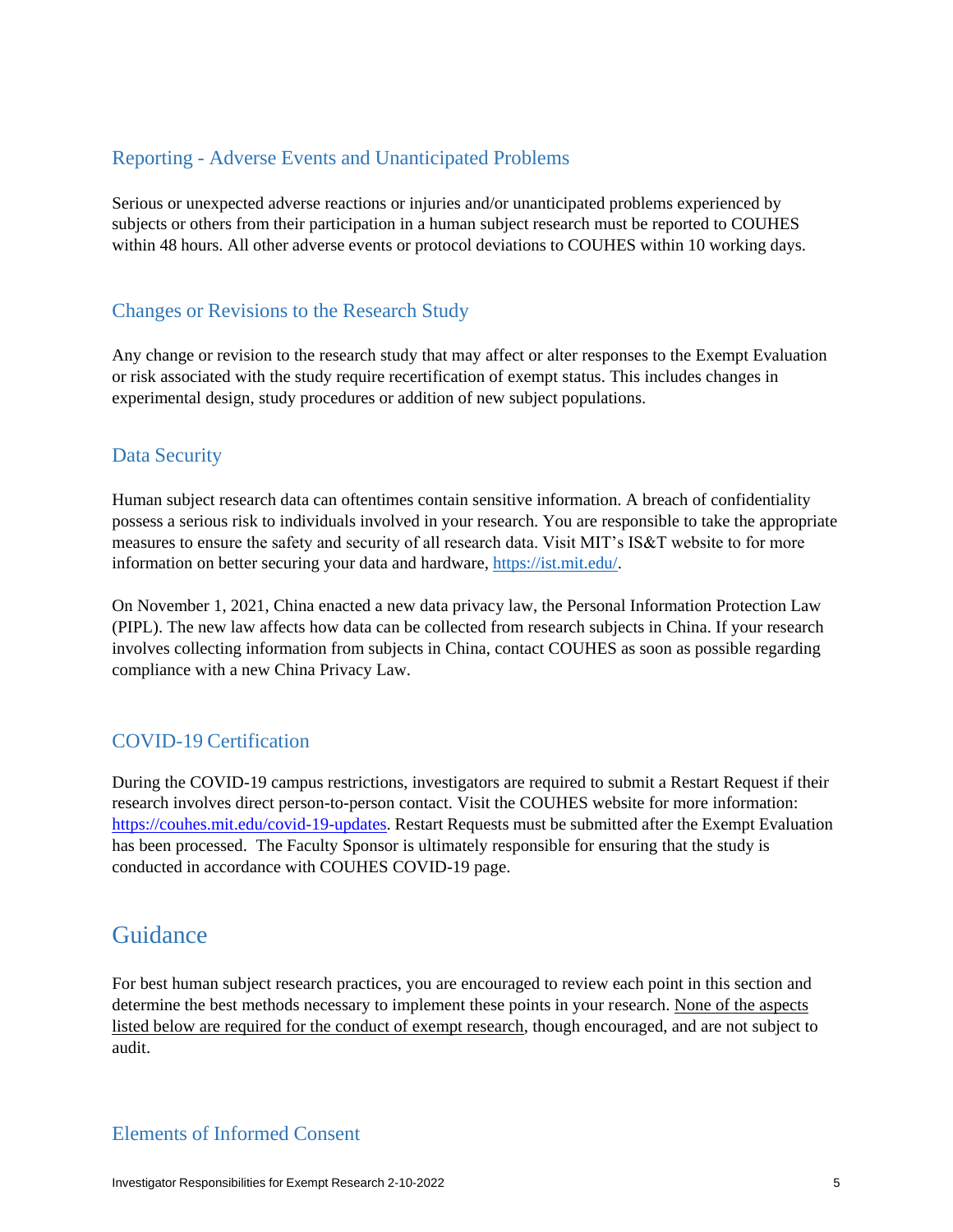### Reporting - Adverse Events and Unanticipated Problems

Serious or unexpected adverse reactions or injuries and/or unanticipated problems experienced by subjects or others from their participation in a human subject research must be reported to COUHES within 48 hours. All other adverse events or protocol deviations to COUHES within 10 working days.

### Changes or Revisions to the Research Study

Any change or revision to the research study that may affect or alter responses to the Exempt Evaluation or risk associated with the study require recertification of exempt status. This includes changes in experimental design, study procedures or addition of new subject populations.

### Data Security

Human subject research data can oftentimes contain sensitive information. A breach of confidentiality possess a serious risk to individuals involved in your research. You are responsible to take the appropriate measures to ensure the safety and security of all research data. Visit MIT's IS&T website to for more information on better securing your data and hardware, https://ist.mit.edu/.

On November 1, 2021, China enacted a new data privacy law, the Personal Information Protection Law (PIPL). The new law affects how data can be collected from research subjects in China. If your research involves collecting information from subjects in China, contact COUHES as soon as possible regarding compliance with a new China Privacy Law.

### COVID-19 Certification

During the COVID-19 campus restrictions, investigators are required to submit a Restart Request if their research involves direct person-to-person contact. Visit the COUHES website for more information: https://couhes.mit.edu/covid-19-updates. Restart Requests must be submitted after the Exempt Evaluation has been processed. The Faculty Sponsor is ultimately responsible for ensuring that the study is conducted in accordance with COUHES COVID-19 page.

## Guidance

For best human subject research practices, you are encouraged to review each point in this section and determine the best methods necessary to implement these points in your research. None of the aspects listed below are required for the conduct of exempt research, though encouraged, and are not subject to audit.

### Elements of Informed Consent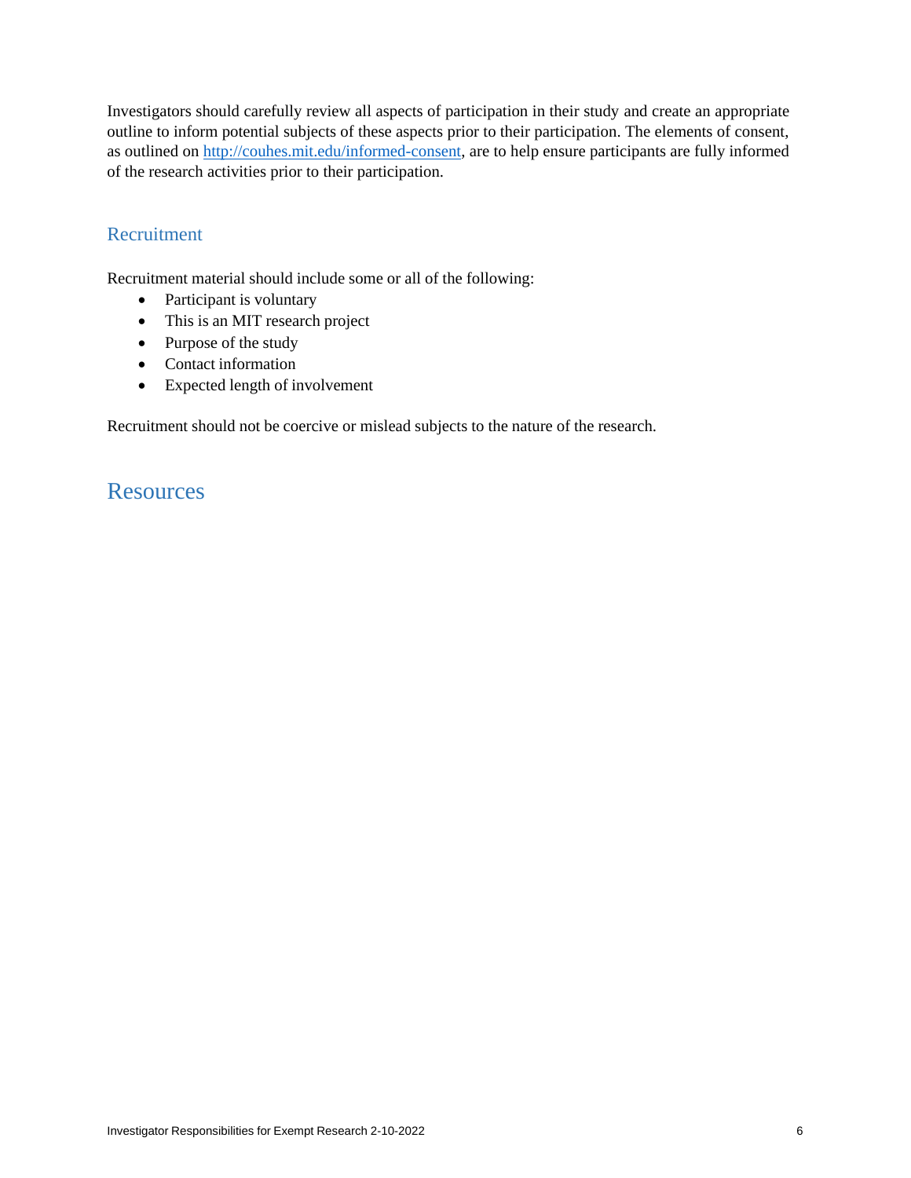Investigators should carefully review all aspects of participation in their study and create an appropriate outline to inform potential subjects of these aspects prior to their participation. The elements of consent, as outlined on [http://couhes.mit.edu/informed-consent](http://couhes.mit.edu/informed-consent), are to help ensure participants are fully informed of the research activities prior to their participation.

### Recruitment

Recruitment material should include some or all of the following:

- Participant is voluntary
- This is an MIT research project
- Purpose of the study
- Contact information
- Expected length of involvement

Recruitment should not be coercive or mislead subjects to the nature of the research.

## Resources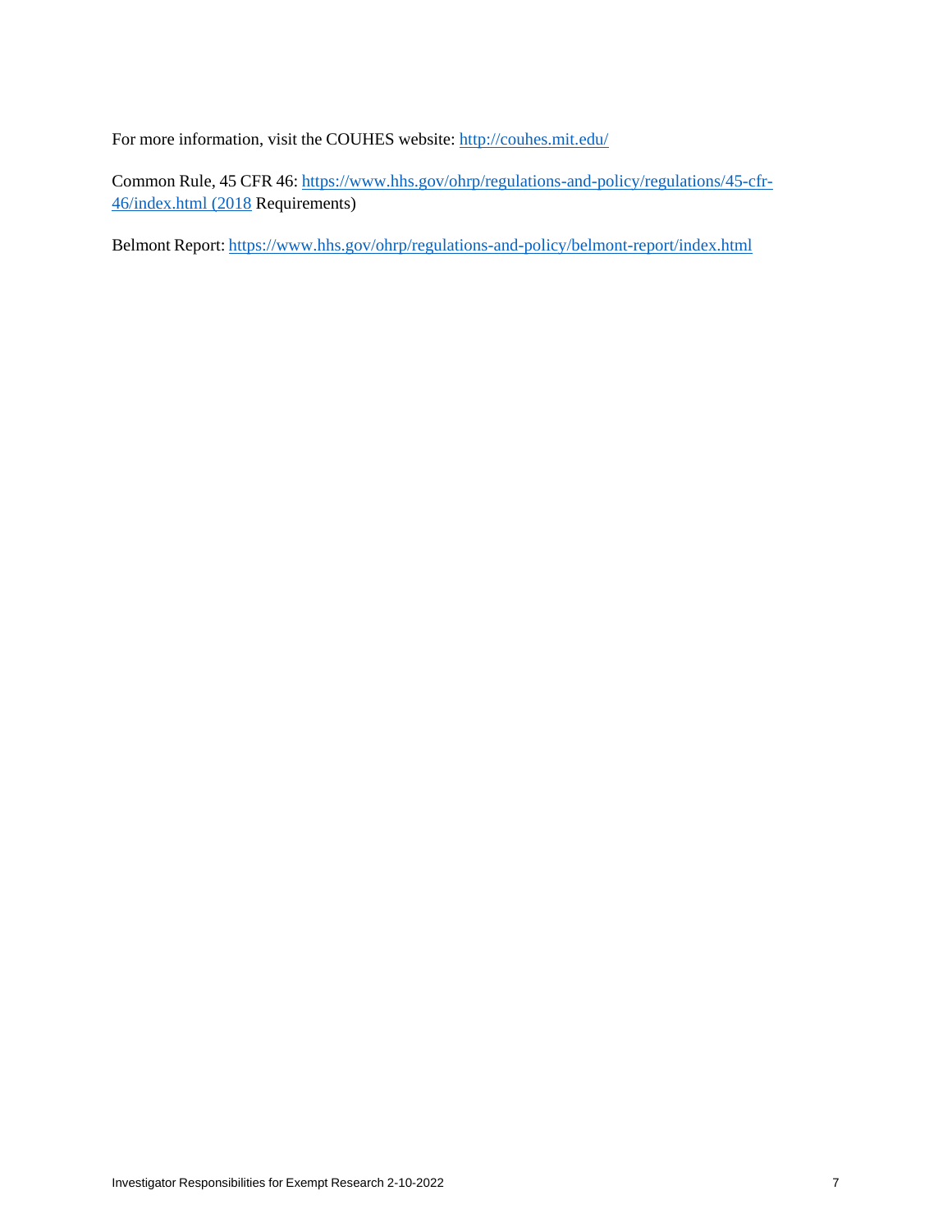For more information, visit the COUHES website: http://couhes.mit.edu/

Common Rule, 45 CFR 46: https://www.hhs.gov/ohrp/regulations-and-policy/regulations/45-cfr-46/index.html (2018 Requirements)

Belmont Report: https://www.hhs.gov/ohrp/regulations-and-policy/belmont-report/index.html